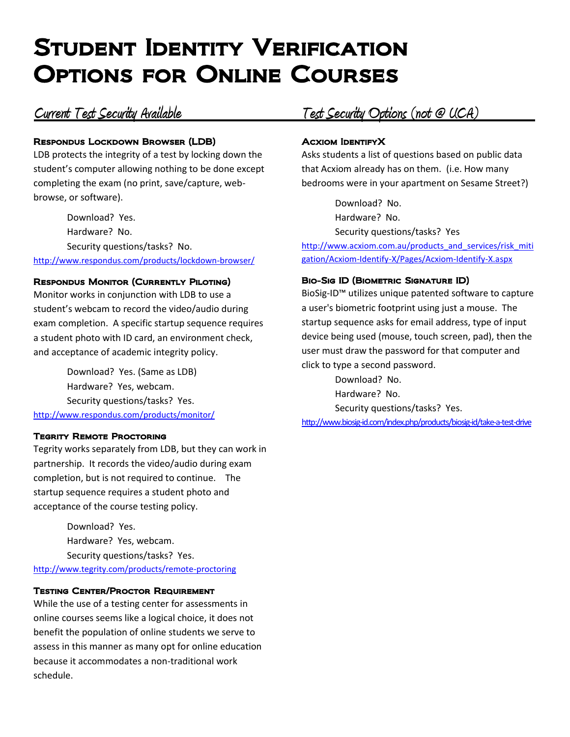# Student Identity Verification Options for Online Courses

## Current Test Security Available

### Respondus Lockdown Browser (LDB)

LDB protects the integrity of a test by locking down the student's computer allowing nothing to be done except completing the exam (no print, save/capture, web-browse, or software).

Download? Yes.
Hardware? No.
Security questions/tasks? No.

http://www.respondus.com/products/lockdown-browser/

### Respondus Monitor (Currently Piloting)

Monitor works in conjunction with LDB to use a student's webcam to record the video/audio during exam completion. A specific startup sequence requires a student photo with ID card, an environment check, and acceptance of academic integrity policy.

Download? Yes. (Same as LDB)
Hardware? Yes, webcam.
Security questions/tasks? Yes.

http://www.respondus.com/products/monitor/

### Tegrity Remote Proctoring

Tegrity works separately from LDB, but they can work in partnership. It records the video/audio during exam completion, but is not required to continue. The startup sequence requires a student photo and acceptance of the course testing policy.

Download? Yes.
Hardware? Yes, webcam.
Security questions/tasks? Yes.

http://www.tegrity.com/products/remote-proctoring

### Testing Center/Proctor Requirement

While the use of a testing center for assessments in online courses seems like a logical choice, it does not benefit the population of online students we serve to assess in this manner as many opt for online education because it accommodates a non-traditional work schedule.

## Test Security Options (not @ UCA)

### Acxiom IdentifyX

Asks students a list of questions based on public data that Acxiom already has on them. (i.e. How many bedrooms were in your apartment on Sesame Street?)

Download? No.
Hardware? No.
Security questions/tasks? Yes

http://www.acxiom.com.au/products_and_services/risk_mitigation/Acxiom-Identify-X/Pages/Acxiom-Identify-X.aspx

### Bio-Sig ID (Biometric Signature ID)

BioSig-ID™ utilizes unique patented software to capture a user's biometric footprint using just a mouse. The startup sequence asks for email address, type of input device being used (mouse, touch screen, pad), then the user must draw the password for that computer and click to type a second password.

Download? No.
Hardware? No.
Security questions/tasks? Yes.

http://www.biosig-id.com/index.php/products/biosig-id/take-a-test-drive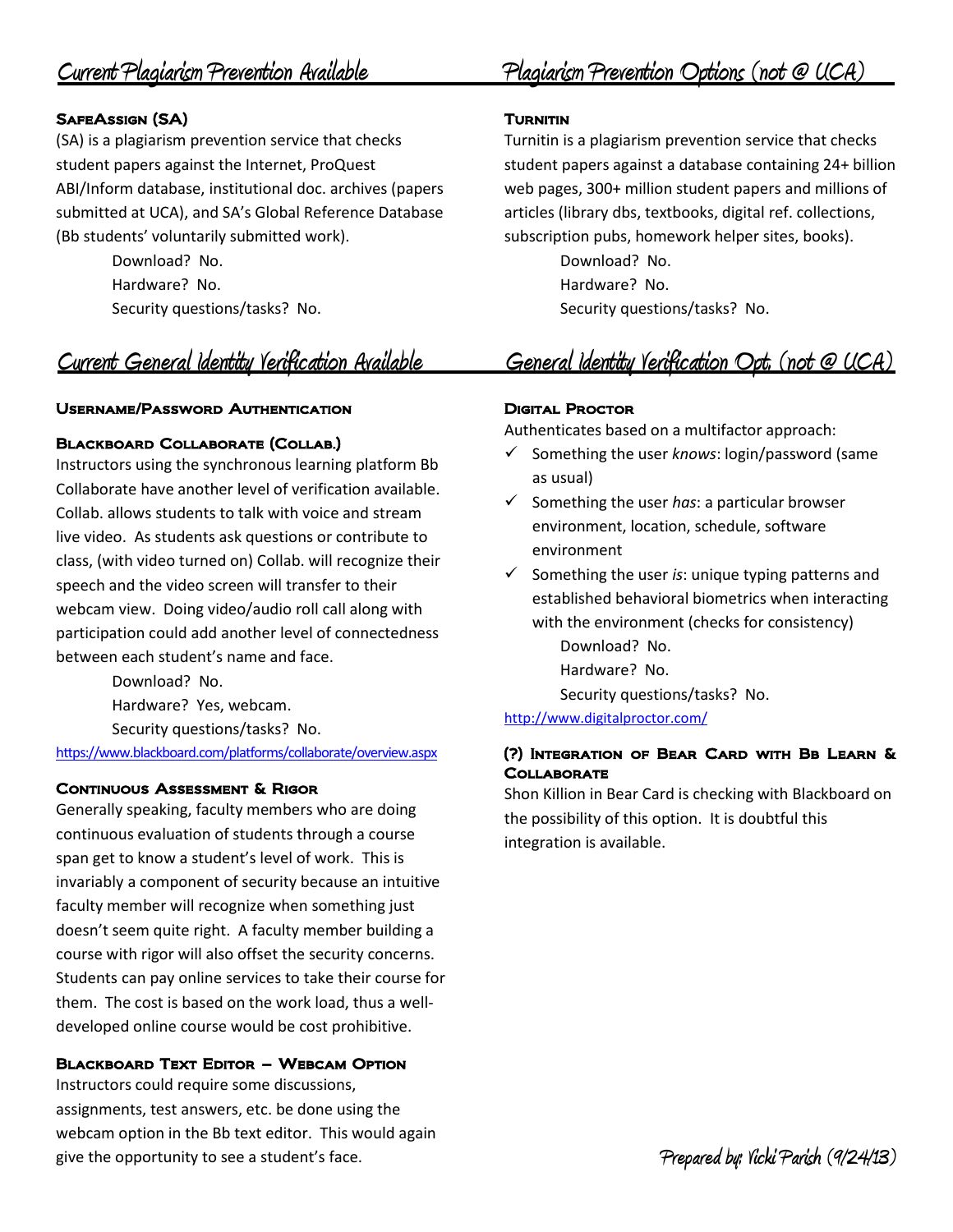## Current Plagiarism Prevention Available

### SafeAssign (SA)

(SA) is a plagiarism prevention service that checks student papers against the Internet, ProQuest ABI/Inform database, institutional doc. archives (papers submitted at UCA), and SA's Global Reference Database (Bb students' voluntarily submitted work).

Download? No.
Hardware? No.
Security questions/tasks? No.

## Current General Identity Verification Available

### Username/Password Authentication

### Blackboard Collaborate (Collab.)

Instructors using the synchronous learning platform Bb Collaborate have another level of verification available. Collab. allows students to talk with voice and stream live video. As students ask questions or contribute to class, (with video turned on) Collab. will recognize their speech and the video screen will transfer to their webcam view. Doing video/audio roll call along with participation could add another level of connectedness between each student's name and face.

Download? No.
Hardware? Yes, webcam.
Security questions/tasks? No.

https://www.blackboard.com/platforms/collaborate/overview.aspx

### Continuous Assessment & Rigor

Generally speaking, faculty members who are doing continuous evaluation of students through a course span get to know a student's level of work. This is invariably a component of security because an intuitive faculty member will recognize when something just doesn't seem quite right. A faculty member building a course with rigor will also offset the security concerns. Students can pay online services to take their course for them. The cost is based on the work load, thus a well-developed online course would be cost prohibitive.

### Blackboard Text Editor – Webcam Option

Instructors could require some discussions, assignments, test answers, etc. be done using the webcam option in the Bb text editor. This would again give the opportunity to see a student's face.

## Plagiarism Prevention Options (not @ UCA)

### Turnitin

Turnitin is a plagiarism prevention service that checks student papers against a database containing 24+ billion web pages, 300+ million student papers and millions of articles (library dbs, textbooks, digital ref. collections, subscription pubs, homework helper sites, books).

Download? No.
Hardware? No.
Security questions/tasks? No.

## General Identity Verification Opt. (not @ UCA)

### Digital Proctor

Authenticates based on a multifactor approach:

- ✓ Something the user *knows*: login/password (same as usual)
- ✓ Something the user *has*: a particular browser environment, location, schedule, software environment
- ✓ Something the user *is*: unique typing patterns and established behavioral biometrics when interacting with the environment (checks for consistency)

Download? No.
Hardware? No.
Security questions/tasks? No.

http://www.digitalproctor.com/

### (?) Integration of Bear Card with Bb Learn & Collaborate

Shon Killion in Bear Card is checking with Blackboard on the possibility of this option. It is doubtful this integration is available.

Prepared by: Vicki Parish (9/24/13)